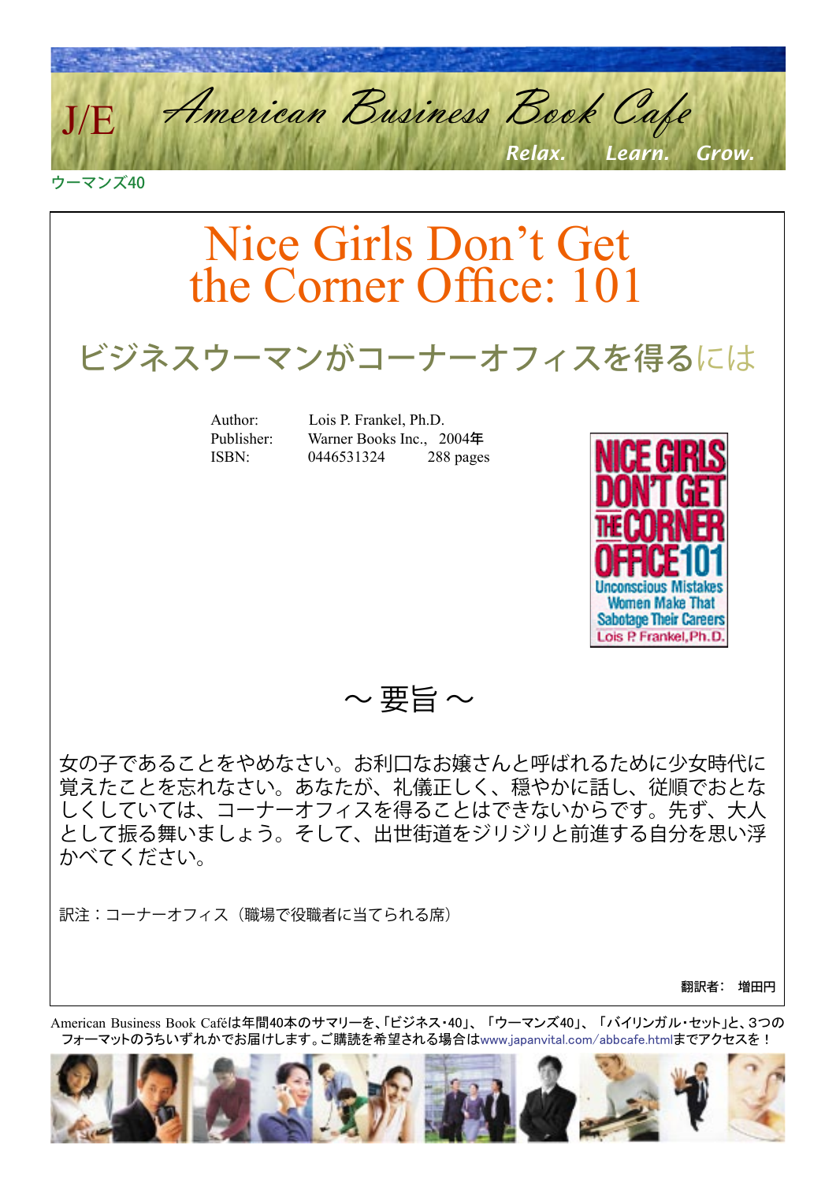J/E American Business Book Cafe

Relax. Learn. Grow.

ウーマンズ40

# Nice Girls Don't Get the Corner Office: 101

## ビジネスウーマンがコーナーオフィスを得るには

| | |
|---|---|
| Author: | Lois P. Frankel, Ph.D. |
| Publisher: | Warner Books Inc., 2004年 |
| ISBN: | 0446531324　　288 pages |

## ～要旨～

女の子であることをやめなさい。お利口なお嬢さんと呼ばれるために少女時代に覚えたことを忘れなさい。あなたが、礼儀正しく、穏やかに話し、従順でおとなしくしていては、コーナーオフィスを得ることはできないからです。先ず、大人として振る舞いましょう。そして、出世街道をジリジリと前進する自分を思い浮かべてください。

訳注：コーナーオフィス（職場で役職者に当てられる席）

翻訳者：　増田円

American Business Book Caféは年間40本のサマリーを、「ビジネス・40」、「ウーマンズ40」、「バイリンガル・セット」と、3つのフォーマットのうちいずれかでお届けします。ご購読を希望される場合はwww.japanvital.com/abbcafe.htmlまでアクセスを！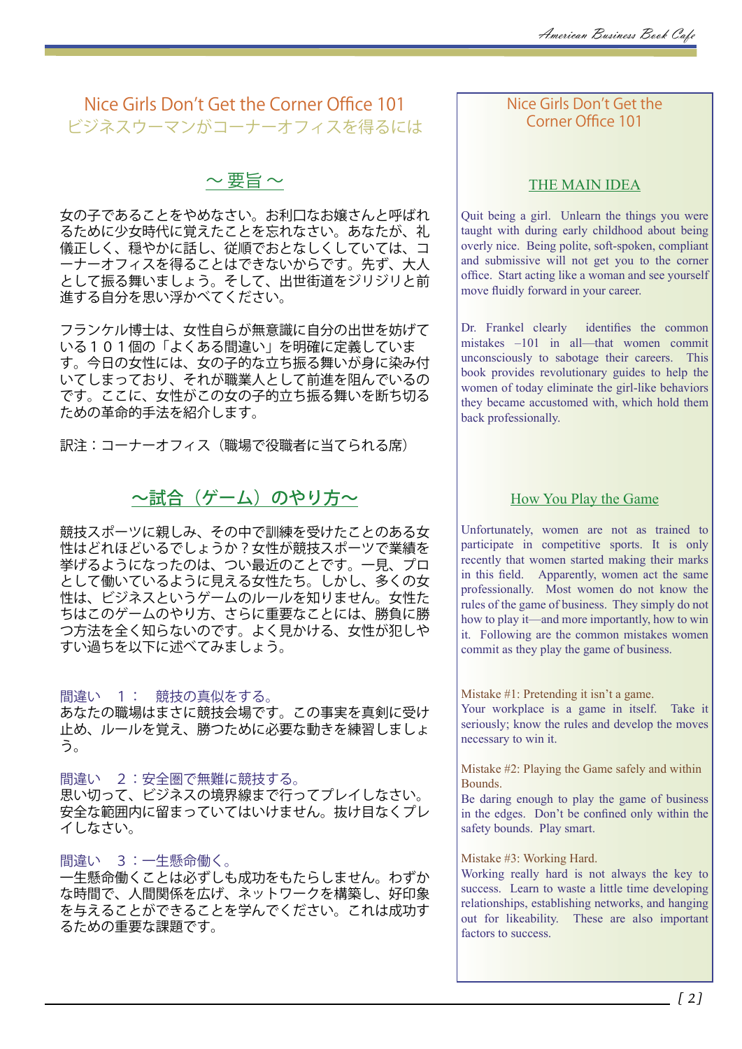# Nice Girls Don't Get the Corner Office 101
## ビジネスウーマンがコーナーオフィスを得るには

### ～ 要旨 ～

女の子であることをやめなさい。お利口なお嬢さんと呼ばれるために少女時代に覚えたことを忘れなさい。あなたが、礼儀正しく、穏やかに話し、従順でおとなしくしていては、コーナーオフィスを得ることはできないからです。先ず、大人として振る舞いましょう。そして、出世街道をジリジリと前進する自分を思い浮かべてください。

フランケル博士は、女性自らが無意識に自分の出世を妨げている１０１個の「よくある間違い」を明確に定義しています。今日の女性には、女の子的な立ち振る舞いが身に染み付いてしまっており、それが職業人として前進を阻んでいるのです。ここに、女性がこの女の子的立ち振る舞いを断ち切るための革命的手法を紹介します。

訳注：コーナーオフィス（職場で役職者に当てられる席）

### ～試合（ゲーム）のやり方～

競技スポーツに親しみ、その中で訓練を受けたことのある女性はどれほどいるでしょうか？女性が競技スポーツで業績を挙げるようになったのは、つい最近のことです。一見、プロとして働いているように見える女性たち。しかし、多くの女性は、ビジネスというゲームのルールを知りません。女性たちはこのゲームのやり方、さらに重要なことには、勝負に勝つ方法を全く知らないのです。よく見かける、女性が犯しやすい過ちを以下に述べてみましょう。

間違い　１：　競技の真似をする。
あなたの職場はまさに競技会場です。この事実を真剣に受け止め、ルールを覚え、勝つために必要な動きを練習しましょう。

間違い　２：安全圏で無難に競技する。
思い切って、ビジネスの境界線まで行ってプレイしなさい。安全な範囲内に留まっていてはいけません。抜け目なくプレイしなさい。

間違い　３：一生懸命働く。
一生懸命働くことは必ずしも成功をもたらしません。わずかな時間で、人間関係を広げ、ネットワークを構築し、好印象を与えることができることを学んでください。これは成功するための重要な課題です。

---

# Nice Girls Don't Get the Corner Office 101

### THE MAIN IDEA

Quit being a girl. Unlearn the things you were taught with during early childhood about being overly nice. Being polite, soft-spoken, compliant and submissive will not get you to the corner office. Start acting like a woman and see yourself move fluidly forward in your career.

Dr. Frankel clearly identifies the common mistakes –101 in all—that women commit unconsciously to sabotage their careers. This book provides revolutionary guides to help the women of today eliminate the girl-like behaviors they became accustomed with, which hold them back professionally.

### How You Play the Game

Unfortunately, women are not as trained to participate in competitive sports. It is only recently that women started making their marks in this field. Apparently, women act the same professionally. Most women do not know the rules of the game of business. They simply do not how to play it—and more importantly, how to win it. Following are the common mistakes women commit as they play the game of business.

Mistake #1: Pretending it isn't a game.
Your workplace is a game in itself. Take it seriously; know the rules and develop the moves necessary to win it.

Mistake #2: Playing the Game safely and within Bounds.
Be daring enough to play the game of business in the edges. Don't be confined only within the safety bounds. Play smart.

Mistake #3: Working Hard.
Working really hard is not always the key to success. Learn to waste a little time developing relationships, establishing networks, and hanging out for likeability. These are also important factors to success.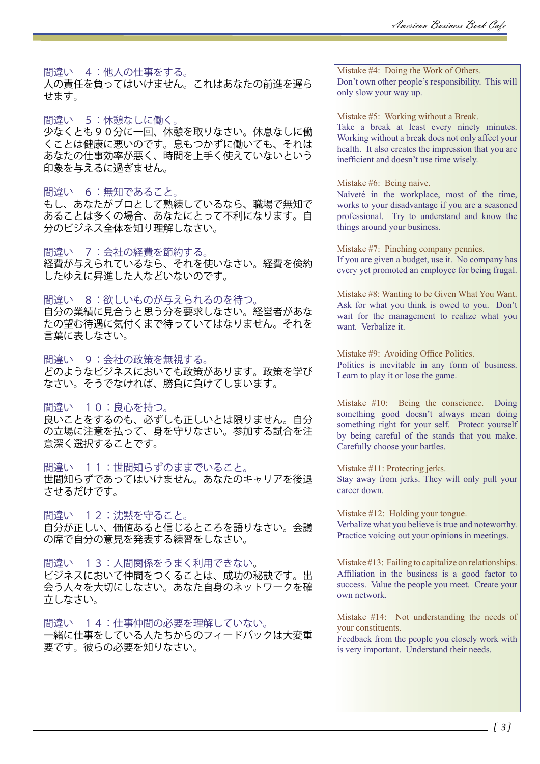間違い　４：他人の仕事をする。
人の責任を負ってはいけません。これはあなたの前進を遅らせます。

間違い　５：休憩なしに働く。
少なくとも９０分に一回、休憩を取りなさい。休息なしに働くことは健康に悪いのです。息もつかずに働いても、それはあなたの仕事効率が悪く、時間を上手く使えていないという印象を与えるに過ぎません。

間違い　６：無知であること。
もし、あなたがプロとして熟練しているなら、職場で無知であることは多くの場合、あなたにとって不利になります。自分のビジネス全体を知り理解しなさい。

間違い　７：会社の経費を節約する。
経費が与えられているなら、それを使いなさい。経費を倹約したゆえに昇進した人などいないのです。

間違い　８：欲しいものが与えられるのを待つ。
自分の業績に見合うと思う分を要求しなさい。経営者があなたの望む待遇に気付くまで待っていてはなりません。それを言葉に表しなさい。

間違い　９：会社の政策を無視する。
どのようなビジネスにおいても政策があります。政策を学びなさい。そうでなければ、勝負に負けてしまいます。

間違い　１０：良心を持つ。
良いことをするのも、必ずしも正しいとは限りません。自分の立場に注意を払って、身を守りなさい。参加する試合を注意深く選択することです。

間違い　１１：世間知らずのままでいること。
世間知らずであってはいけません。あなたのキャリアを後退させるだけです。

間違い　１２：沈黙を守ること。
自分が正しい、価値あると信じるところを語りなさい。会議の席で自分の意見を発表する練習をしなさい。

間違い　１３：人間関係をうまく利用できない。
ビジネスにおいて仲間をつくることは、成功の秘訣です。出会う人々を大切にしなさい。あなた自身のネットワークを確立しなさい。

間違い　１４：仕事仲間の必要を理解していない。
一緒に仕事をしている人たちからのフィードバックは大変重要です。彼らの必要を知りなさい。

Mistake #4: Doing the Work of Others.
Don't own other people's responsibility. This will only slow your way up.

Mistake #5: Working without a Break.
Take a break at least every ninety minutes. Working without a break does not only affect your health. It also creates the impression that you are inefficient and doesn't use time wisely.

Mistake #6: Being naive.
Naïveté in the workplace, most of the time, works to your disadvantage if you are a seasoned professional. Try to understand and know the things around your business.

Mistake #7: Pinching company pennies.
If you are given a budget, use it. No company has every yet promoted an employee for being frugal.

Mistake #8: Wanting to be Given What You Want.
Ask for what you think is owed to you. Don't wait for the management to realize what you want. Verbalize it.

Mistake #9: Avoiding Office Politics.
Politics is inevitable in any form of business. Learn to play it or lose the game.

Mistake #10: Being the conscience. Doing something good doesn't always mean doing something right for your self. Protect yourself by being careful of the stands that you make. Carefully choose your battles.

Mistake #11: Protecting jerks.
Stay away from jerks. They will only pull your career down.

Mistake #12: Holding your tongue.
Verbalize what you believe is true and noteworthy. Practice voicing out your opinions in meetings.

Mistake #13: Failing to capitalize on relationships.
Affiliation in the business is a good factor to success. Value the people you meet. Create your own network.

Mistake #14: Not understanding the needs of your constituents.
Feedback from the people you closely work with is very important. Understand their needs.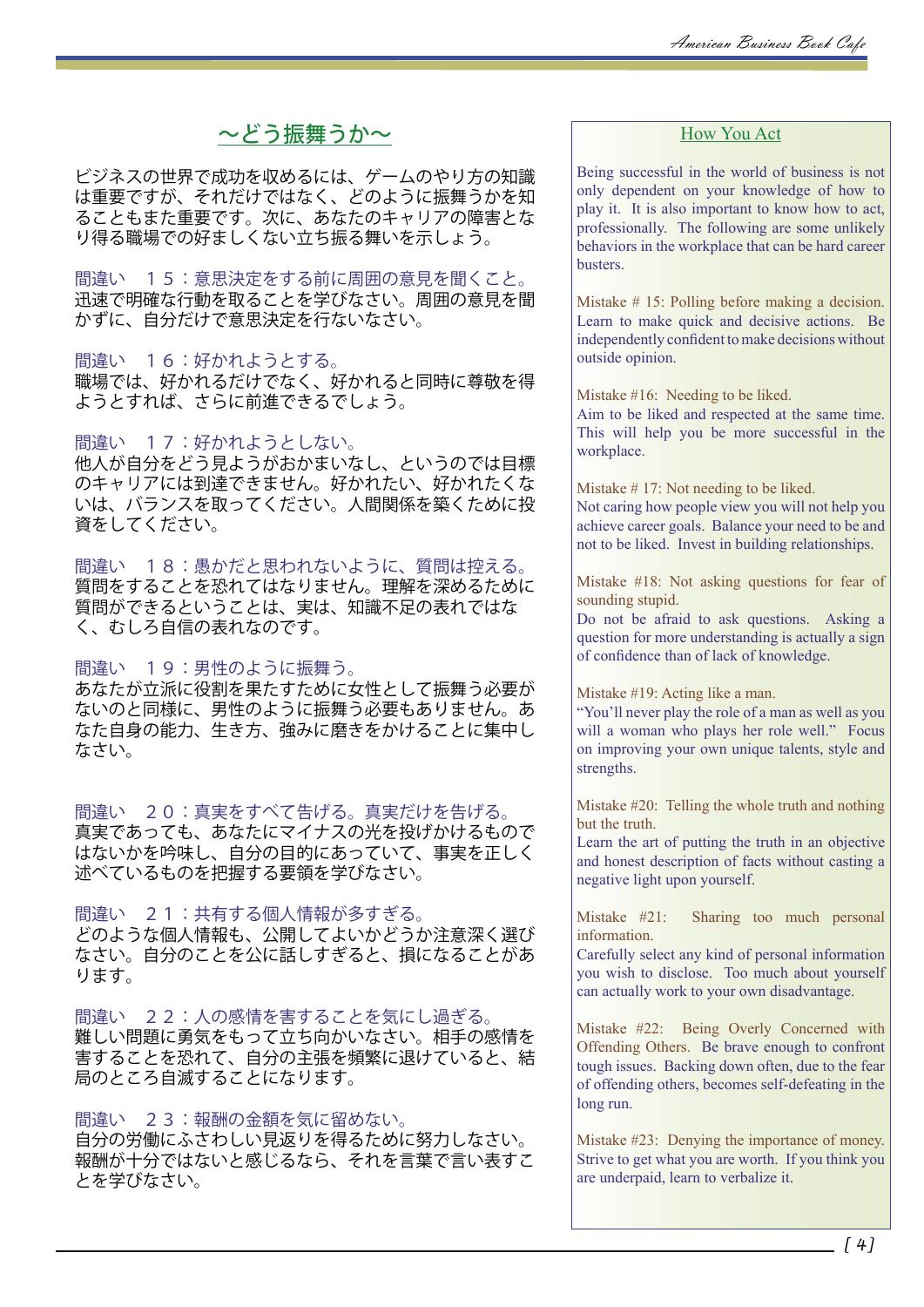## ～どう振舞うか～

ビジネスの世界で成功を収めるには、ゲームのやり方の知識は重要ですが、それだけではなく、どのように振舞うかを知ることもまた重要です。次に、あなたのキャリアの障害となり得る職場での好ましくない立ち振る舞いを示しょう。

間違い　１５：意思決定をする前に周囲の意見を聞くこと。
迅速で明確な行動を取ることを学びなさい。周囲の意見を聞かずに、自分だけで意思決定を行ないなさい。

間違い　１６：好かれようとする。
職場では、好かれるだけでなく、好かれると同時に尊敬を得ようとすれば、さらに前進できるでしょう。

間違い　１７：好かれようとしない。
他人が自分をどう見ようがおかまいなし、というのでは目標のキャリアには到達できません。好かれたい、好かれたくないは、バランスを取ってください。人間関係を築くために投資をしてください。

間違い　１８：愚かだと思われないように、質問は控える。
質問をすることを恐れてはなりません。理解を深めるために質問ができるということは、実は、知識不足の表れではなく、むしろ自信の表れなのです。

間違い　１９：男性のように振舞う。
あなたが立派に役割を果たすために女性として振舞う必要がないのと同様に、男性のように振舞う必要もありません。あなた自身の能力、生き方、強みに磨きをかけることに集中しなさい。

間違い　２０：真実をすべて告げる。真実だけを告げる。
真実であっても、あなたにマイナスの光を投げかけるものではないかを吟味し、自分の目的にあっていて、事実を正しく述べているものを把握する要領を学びなさい。

間違い　２１：共有する個人情報が多すぎる。
どのような個人情報も、公開してよいかどうか注意深く選びなさい。自分のことを公に話しすぎると、損になることがあります。

間違い　２２：人の感情を害することを気にし過ぎる。
難しい問題に勇気をもって立ち向かいなさい。相手の感情を害することを恐れて、自分の主張を頻繁に退けていると、結局のところ自滅することになります。

間違い　２３：報酬の金額を気に留めない。
自分の労働にふさわしい見返りを得るために努力しなさい。報酬が十分ではないと感じるなら、それを言葉で言い表すことを学びなさい。

## How You Act

Being successful in the world of business is not only dependent on your knowledge of how to play it. It is also important to know how to act, professionally. The following are some unlikely behaviors in the workplace that can be hard career busters.

Mistake # 15: Polling before making a decision.
Learn to make quick and decisive actions. Be independently confident to make decisions without outside opinion.

Mistake #16: Needing to be liked.
Aim to be liked and respected at the same time. This will help you be more successful in the workplace.

Mistake # 17: Not needing to be liked.
Not caring how people view you will not help you achieve career goals. Balance your need to be and not to be liked. Invest in building relationships.

Mistake #18: Not asking questions for fear of sounding stupid.
Do not be afraid to ask questions. Asking a question for more understanding is actually a sign of confidence than of lack of knowledge.

Mistake #19: Acting like a man.
"You'll never play the role of a man as well as you will a woman who plays her role well." Focus on improving your own unique talents, style and strengths.

Mistake #20: Telling the whole truth and nothing but the truth.
Learn the art of putting the truth in an objective and honest description of facts without casting a negative light upon yourself.

Mistake #21: Sharing too much personal information.
Carefully select any kind of personal information you wish to disclose. Too much about yourself can actually work to your own disadvantage.

Mistake #22: Being Overly Concerned with Offending Others. Be brave enough to confront tough issues. Backing down often, due to the fear of offending others, becomes self-defeating in the long run.

Mistake #23: Denying the importance of money.
Strive to get what you are worth. If you think you are underpaid, learn to verbalize it.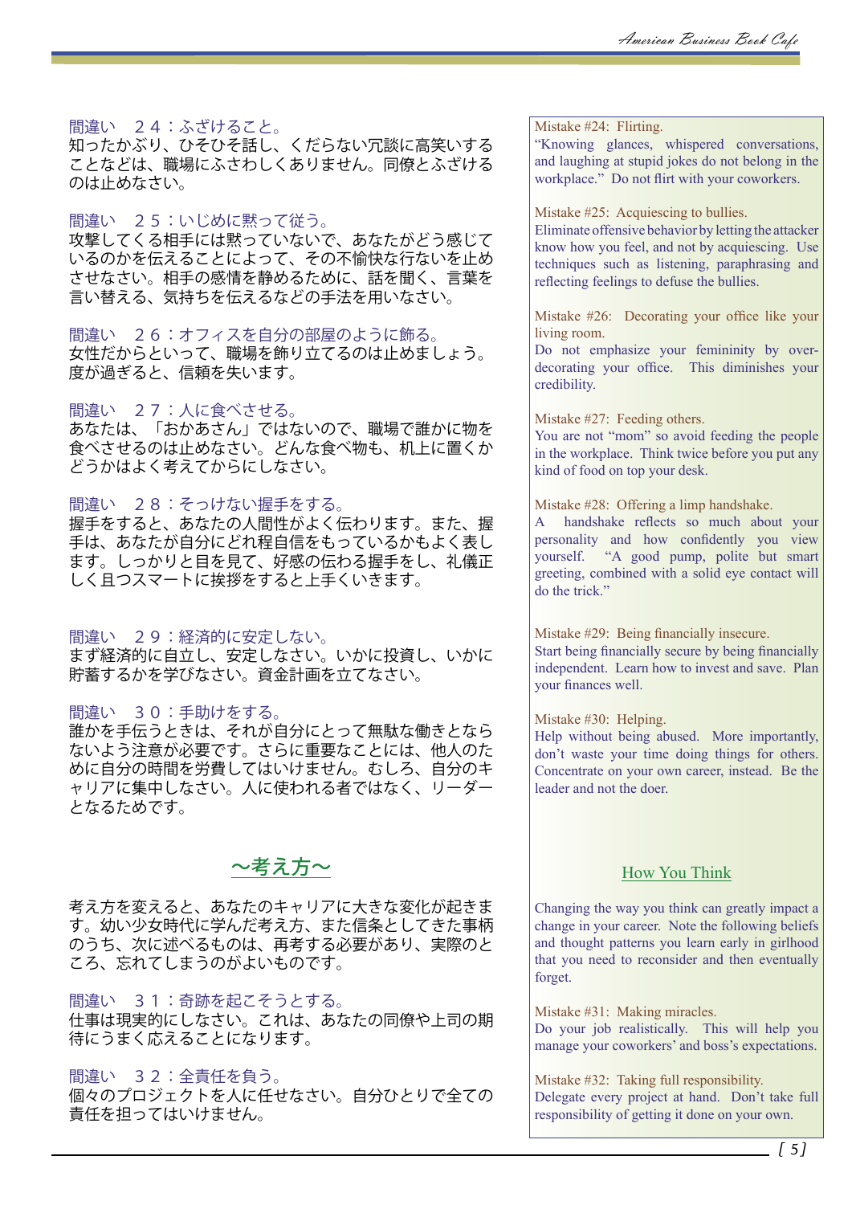間違い　２４：ふざけること。
知ったかぶり、ひそひそ話し、くだらない冗談に高笑いすることなどは、職場にふさわしくありません。同僚とふざけるのは止めなさい。

間違い　２５：いじめに黙って従う。
攻撃してくる相手には黙っていないで、あなたがどう感じているのかを伝えることによって、その不愉快な行ないを止めさせなさい。相手の感情を静めるために、話を聞く、言葉を言い替える、気持ちを伝えるなどの手法を用いなさい。

間違い　２６：オフィスを自分の部屋のように飾る。
女性だからといって、職場を飾り立てるのは止めましょう。度が過ぎると、信頼を失います。

間違い　２７：人に食べさせる。
あなたは、「おかあさん」ではないので、職場で誰かに物を食べさせるのは止めなさい。どんな食べ物も、机上に置くかどうかはよく考えてからにしなさい。

間違い　２８：そっけない握手をする。
握手をすると、あなたの人間性がよく伝わります。また、握手は、あなたが自分にどれ程自信をもっているかもよく表します。しっかりと目を見て、好感の伝わる握手をし、礼儀正しく且つスマートに挨拶をすると上手くいきます。

間違い　２９：経済的に安定しない。
まず経済的に自立し、安定しなさい。いかに投資し、いかに貯蓄するかを学びなさい。資金計画を立てなさい。

間違い　３０：手助けをする。
誰かを手伝うときは、それが自分にとって無駄な働きとならないよう注意が必要です。さらに重要なことには、他人のために自分の時間を労費してはいけません。むしろ、自分のキャリアに集中しなさい。人に使われる者ではなく、リーダーとなるためです。

## ～考え方～

考え方を変えると、あなたのキャリアに大きな変化が起きます。幼い少女時代に学んだ考え方、また信条としてきた事柄のうち、次に述べるものは、再考する必要があり、実際のところ、忘れてしまうのがよいものです。

間違い　３１：奇跡を起こそうとする。
仕事は現実的にしなさい。これは、あなたの同僚や上司の期待にうまく応えることになります。

間違い　３２：全責任を負う。
個々のプロジェクトを人に任せなさい。自分ひとりで全ての責任を担ってはいけません。

---

Mistake #24: Flirting.
"Knowing glances, whispered conversations, and laughing at stupid jokes do not belong in the workplace." Do not flirt with your coworkers.

Mistake #25: Acquiescing to bullies.
Eliminate offensive behavior by letting the attacker know how you feel, and not by acquiescing. Use techniques such as listening, paraphrasing and reflecting feelings to defuse the bullies.

Mistake #26: Decorating your office like your living room.
Do not emphasize your femininity by over-decorating your office. This diminishes your credibility.

Mistake #27: Feeding others.
You are not "mom" so avoid feeding the people in the workplace. Think twice before you put any kind of food on top your desk.

Mistake #28: Offering a limp handshake.
A handshake reflects so much about your personality and how confidently you view yourself. "A good pump, polite but smart greeting, combined with a solid eye contact will do the trick."

Mistake #29: Being financially insecure.
Start being financially secure by being financially independent. Learn how to invest and save. Plan your finances well.

Mistake #30: Helping.
Help without being abused. More importantly, don't waste your time doing things for others. Concentrate on your own career, instead. Be the leader and not the doer.

## How You Think

Changing the way you think can greatly impact a change in your career. Note the following beliefs and thought patterns you learn early in girlhood that you need to reconsider and then eventually forget.

Mistake #31: Making miracles.
Do your job realistically. This will help you manage your coworkers' and boss's expectations.

Mistake #32: Taking full responsibility.
Delegate every project at hand. Don't take full responsibility of getting it done on your own.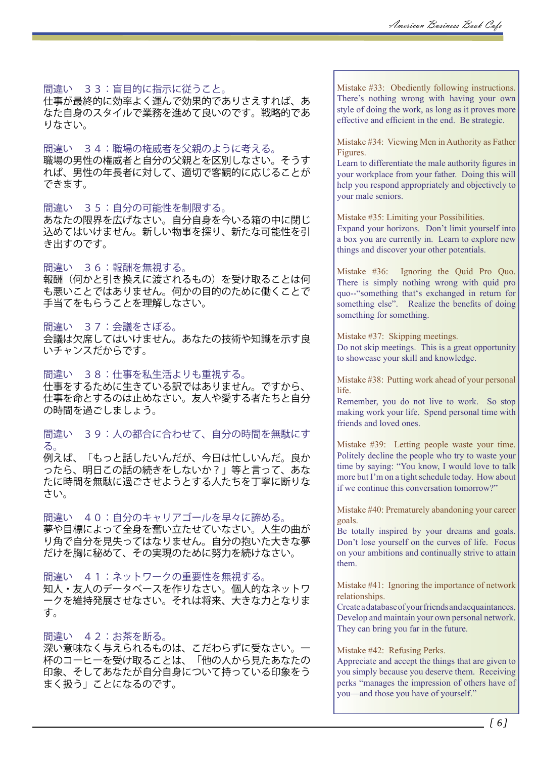間違い　３３：盲目的に指示に従うこと。
仕事が最終的に効率よく運んで効果的でありさえすれば、あなた自身のスタイルで業務を進めて良いのです。戦略的でありなさい。

間違い　３４：職場の権威者を父親のように考える。
職場の男性の権威者と自分の父親とを区別しなさい。そうすれば、男性の年長者に対して、適切で客観的に応じることができます。

間違い　３５：自分の可能性を制限する。
あなたの限界を広げなさい。自分自身を今いる箱の中に閉じ込めてはいけません。新しい物事を探り、新たな可能性を引き出すのです。

間違い　３６：報酬を無視する。
報酬（何かと引き換えに渡されるもの）を受け取ることは何も悪いことではありません。何かの目的のために働くことで手当てをもらうことを理解しなさい。

間違い　３７：会議をさぼる。
会議は欠席してはいけません。あなたの技術や知識を示す良いチャンスだからです。

間違い　３８：仕事を私生活よりも重視する。
仕事をするために生きている訳ではありません。ですから、仕事を命とするのは止めなさい。友人や愛する者たちと自分の時間を過ごしましょう。

間違い　３９：人の都合に合わせて、自分の時間を無駄にする。
例えば、「もっと話したいんだが、今日は忙しいんだ。良かったら、明日この話の続きをしないか？」等と言って、あなたに時間を無駄に過ごさせようとする人たちを丁寧に断りなさい。

間違い　４０：自分のキャリアゴールを早々に諦める。
夢や目標によって全身を奮い立たせていなさい。人生の曲がり角で自分を見失ってはなりません。自分の抱いた大きな夢だけを胸に秘めて、その実現のために努力を続けなさい。

間違い　４１：ネットワークの重要性を無視する。
知人・友人のデータベースを作りなさい。個人的なネットワークを維持発展させなさい。それは将来、大きな力となります。

間違い　４２：お茶を断る。
深い意味なく与えられるものは、こだわらずに受けなさい。一杯のコーヒーを受け取ることは、「他の人から見たあなたの印象、そしてあなたが自分自身について持っている印象をうまく扱う」ことになるのです。

Mistake #33: Obediently following instructions.
There's nothing wrong with having your own style of doing the work, as long as it proves more effective and efficient in the end. Be strategic.

Mistake #34: Viewing Men in Authority as Father Figures.
Learn to differentiate the male authority figures in your workplace from your father. Doing this will help you respond appropriately and objectively to your male seniors.

Mistake #35: Limiting your Possibilities.
Expand your horizons. Don't limit yourself into a box you are currently in. Learn to explore new things and discover your other potentials.

Mistake #36: Ignoring the Quid Pro Quo.
There is simply nothing wrong with quid pro quo--"something that's exchanged in return for something else". Realize the benefits of doing something for something.

Mistake #37: Skipping meetings.
Do not skip meetings. This is a great opportunity to showcase your skill and knowledge.

Mistake #38: Putting work ahead of your personal life.
Remember, you do not live to work. So stop making work your life. Spend personal time with friends and loved ones.

Mistake #39: Letting people waste your time.
Politely decline the people who try to waste your time by saying: "You know, I would love to talk more but I'm on a tight schedule today. How about if we continue this conversation tomorrow?"

Mistake #40: Prematurely abandoning your career goals.
Be totally inspired by your dreams and goals. Don't lose yourself on the curves of life. Focus on your ambitions and continually strive to attain them.

Mistake #41: Ignoring the importance of network relationships.
Create a database of your friends and acquaintances. Develop and maintain your own personal network. They can bring you far in the future.

Mistake #42: Refusing Perks.
Appreciate and accept the things that are given to you simply because you deserve them. Receiving perks "manages the impression of others have of you—and those you have of yourself."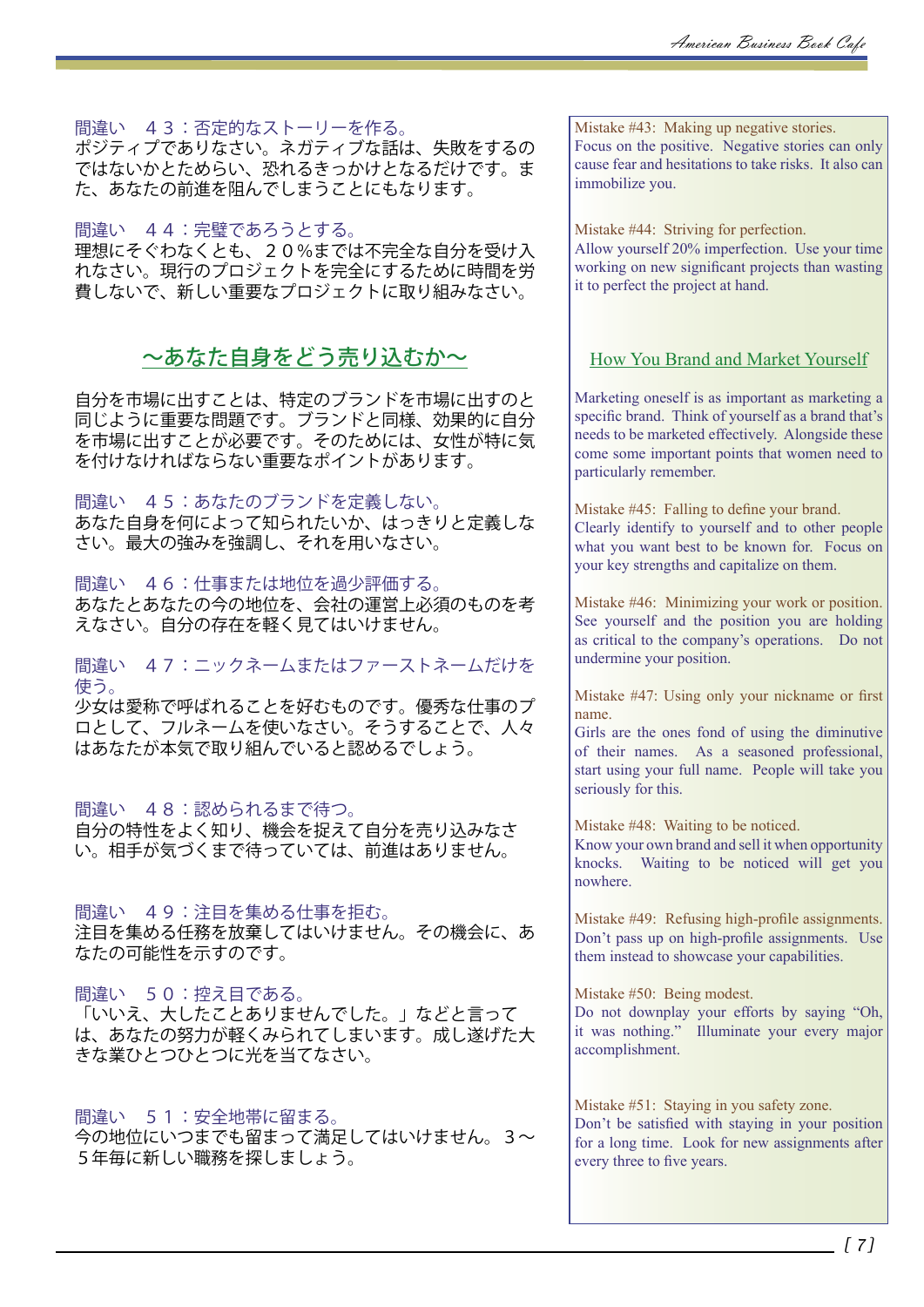間違い　４３：否定的なストーリーを作る。
ポジティブでありなさい。ネガティブな話は、失敗をするのではないかとためらい、恐れるきっかけとなるだけです。また、あなたの前進を阻んでしまうことにもなります。

間違い　４４：完璧であろうとする。
理想にそぐわなくとも、２０％までは不完全な自分を受け入れなさい。現行のプロジェクトを完全にするために時間を労費しないで、新しい重要なプロジェクトに取り組みなさい。

## ～あなた自身をどう売り込むか～

自分を市場に出すことは、特定のブランドを市場に出すのと同じように重要な問題です。ブランドと同様、効果的に自分を市場に出すことが必要です。そのためには、女性が特に気を付けなければならない重要なポイントがあります。

間違い　４５：あなたのブランドを定義しない。
あなた自身を何によって知られたいか、はっきりと定義しなさい。最大の強みを強調し、それを用いなさい。

間違い　４６：仕事または地位を過少評価する。
あなたとあなたの今の地位を、会社の運営上必須のものを考えなさい。自分の存在を軽く見てはいけません。

間違い　４７：ニックネームまたはファーストネームだけを使う。
少女は愛称で呼ばれることを好むものです。優秀な仕事のプロとして、フルネームを使いなさい。そうすることで、人々はあなたが本気で取り組んでいると認めるでしょう。

間違い　４８：認められるまで待つ。
自分の特性をよく知り、機会を捉えて自分を売り込みなさい。相手が気づくまで待っていては、前進はありません。

間違い　４９：注目を集める仕事を拒む。
注目を集める任務を放棄してはいけません。その機会に、あなたの可能性を示すのです。

間違い　５０：控え目である。
「いいえ、大したことありませんでした。」などと言っては、あなたの努力が軽くみられてしまいます。成し遂げた大きな業ひとつひとつに光を当てなさい。

間違い　５１：安全地帯に留まる。
今の地位にいつまでも留まって満足してはいけません。３～５年毎に新しい職務を探しましょう。

Mistake #43: Making up negative stories.
Focus on the positive. Negative stories can only cause fear and hesitations to take risks. It also can immobilize you.

Mistake #44: Striving for perfection.
Allow yourself 20% imperfection. Use your time working on new significant projects than wasting it to perfect the project at hand.

## How You Brand and Market Yourself

Marketing oneself is as important as marketing a specific brand. Think of yourself as a brand that's needs to be marketed effectively. Alongside these come some important points that women need to particularly remember.

Mistake #45: Falling to define your brand.
Clearly identify to yourself and to other people what you want best to be known for. Focus on your key strengths and capitalize on them.

Mistake #46: Minimizing your work or position.
See yourself and the position you are holding as critical to the company's operations. Do not undermine your position.

Mistake #47: Using only your nickname or first name.
Girls are the ones fond of using the diminutive of their names. As a seasoned professional, start using your full name. People will take you seriously for this.

Mistake #48: Waiting to be noticed.
Know your own brand and sell it when opportunity knocks. Waiting to be noticed will get you nowhere.

Mistake #49: Refusing high-profile assignments.
Don't pass up on high-profile assignments. Use them instead to showcase your capabilities.

Mistake #50: Being modest.
Do not downplay your efforts by saying "Oh, it was nothing." Illuminate your every major accomplishment.

Mistake #51: Staying in you safety zone.
Don't be satisfied with staying in your position for a long time. Look for new assignments after every three to five years.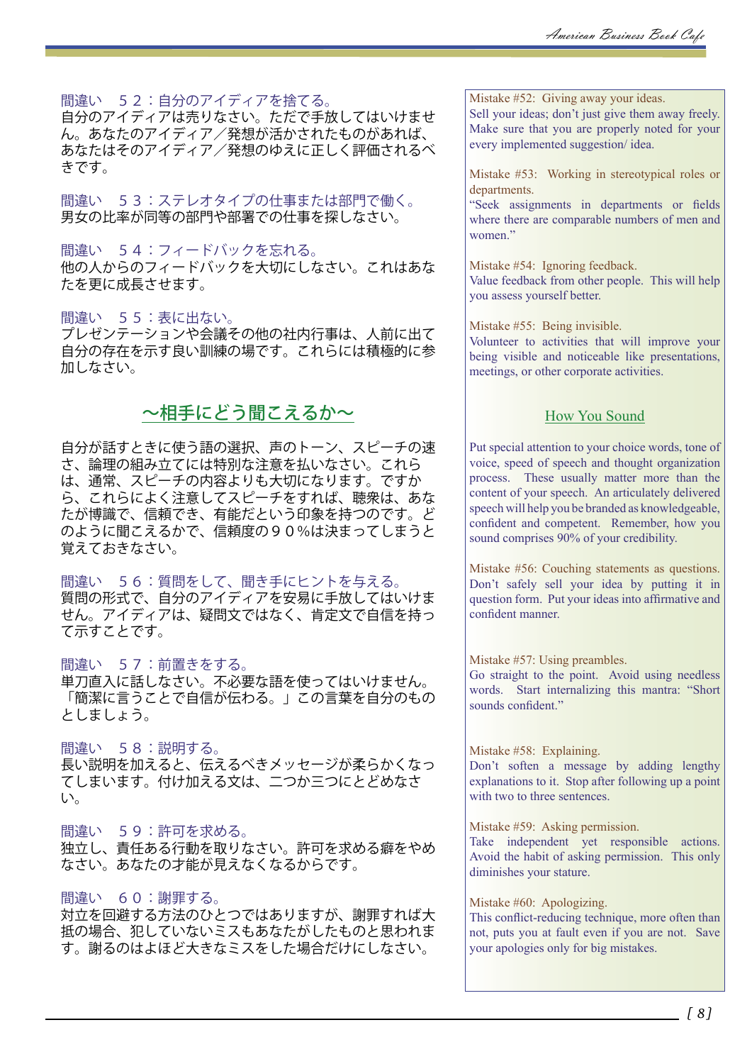間違い　５２：自分のアイディアを捨てる。
自分のアイディアは売りなさい。ただで手放してはいけません。あなたのアイディア／発想が活かされたものがあれば、あなたはそのアイディア／発想のゆえに正しく評価されるべきです。

間違い　５３：ステレオタイプの仕事または部門で働く。
男女の比率が同等の部門や部署での仕事を探しなさい。

間違い　５４：フィードバックを忘れる。
他の人からのフィードバックを大切にしなさい。これはあなたを更に成長させます。

間違い　５５：表に出ない。
プレゼンテーションや会議その他の社内行事は、人前に出て自分の存在を示す良い訓練の場です。これらには積極的に参加しなさい。

## ～相手にどう聞こえるか～

自分が話すときに使う語の選択、声のトーン、スピーチの速さ、論理の組み立てには特別な注意を払いなさい。これらは、通常、スピーチの内容よりも大切になります。ですから、これらによく注意してスピーチをすれば、聴衆は、あなたが博識で、信頼でき、有能だという印象を持つのです。どのように聞こえるかで、信頼度の９０％は決まってしまうと覚えておきなさい。

間違い　５６：質問をして、聞き手にヒントを与える。
質問の形式で、自分のアイディアを安易に手放してはいけません。アイディアは、疑問文ではなく、肯定文で自信を持って示すことです。

間違い　５７：前置きをする。
単刀直入に話しなさい。不必要な語を使ってはいけません。「簡潔に言うことで自信が伝わる。」この言葉を自分のものとしましょう。

間違い　５８：説明する。
長い説明を加えると、伝えるべきメッセージが柔らかくなってしまいます。付け加える文は、二つか三つにとどめなさい。

間違い　５９：許可を求める。
独立し、責任ある行動を取りなさい。許可を求める癖をやめなさい。あなたの才能が見えなくなるからです。

間違い　６０：謝罪する。
対立を回避する方法のひとつではありますが、謝罪すれば大抵の場合、犯していないミスもあなたがしたものと思われます。謝るのはよほど大きなミスをした場合だけにしなさい。

---

Mistake #52: Giving away your ideas.
Sell your ideas; don't just give them away freely. Make sure that you are properly noted for your every implemented suggestion/ idea.

Mistake #53: Working in stereotypical roles or departments.
"Seek assignments in departments or fields where there are comparable numbers of men and women."

Mistake #54: Ignoring feedback.
Value feedback from other people. This will help you assess yourself better.

Mistake #55: Being invisible.
Volunteer to activities that will improve your being visible and noticeable like presentations, meetings, or other corporate activities.

## How You Sound

Put special attention to your choice words, tone of voice, speed of speech and thought organization process. These usually matter more than the content of your speech. An articulately delivered speech will help you be branded as knowledgeable, confident and competent. Remember, how you sound comprises 90% of your credibility.

Mistake #56: Couching statements as questions.
Don't safely sell your idea by putting it in question form. Put your ideas into affirmative and confident manner.

Mistake #57: Using preambles.
Go straight to the point. Avoid using needless words. Start internalizing this mantra: "Short sounds confident."

Mistake #58: Explaining.
Don't soften a message by adding lengthy explanations to it. Stop after following up a point with two to three sentences.

Mistake #59: Asking permission.
Take independent yet responsible actions. Avoid the habit of asking permission. This only diminishes your stature.

Mistake #60: Apologizing.
This conflict-reducing technique, more often than not, puts you at fault even if you are not. Save your apologies only for big mistakes.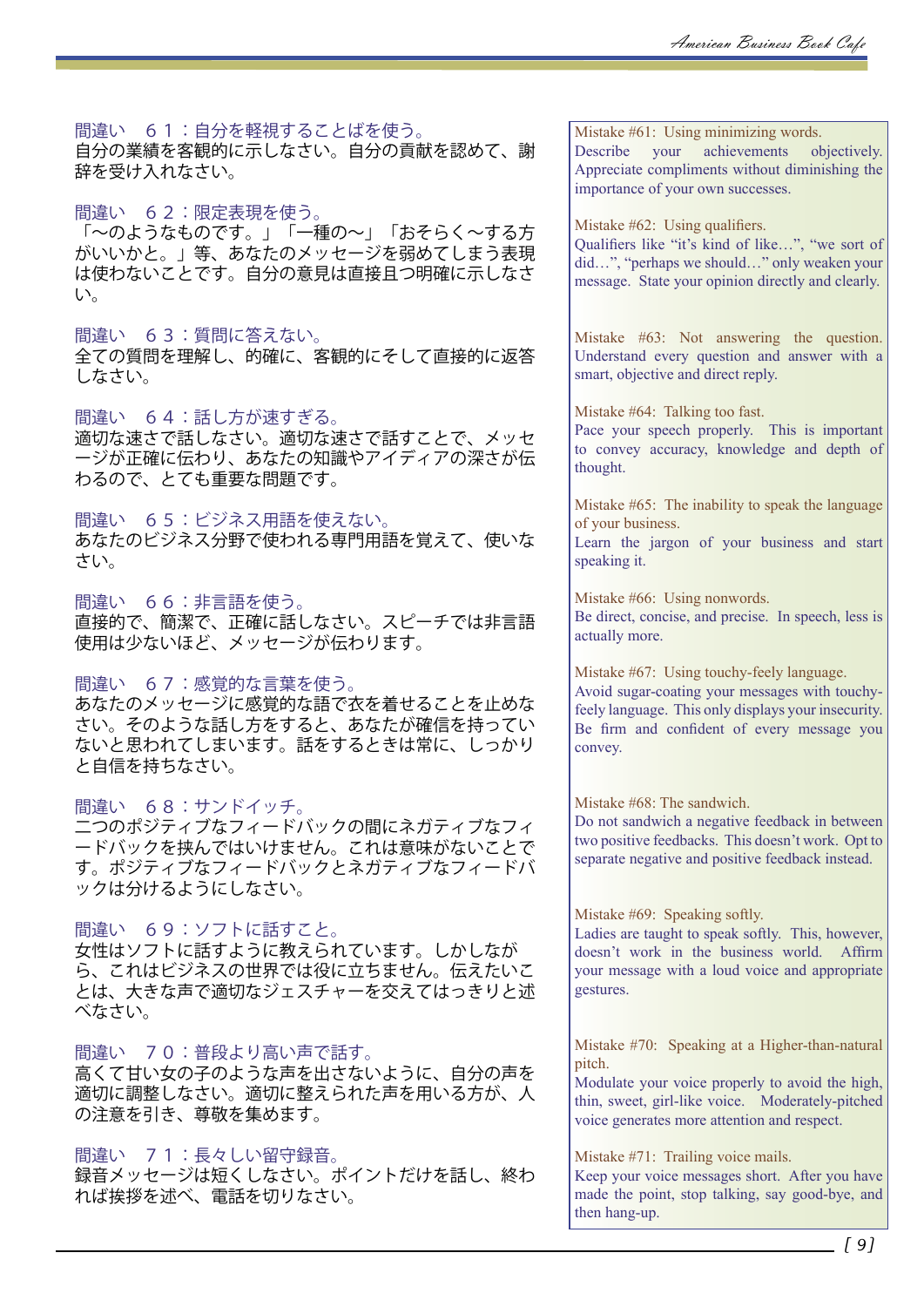間違い　６１：自分を軽視することばを使う。
自分の業績を客観的に示しなさい。自分の貢献を認めて、謝辞を受け入れなさい。

Mistake #61: Using minimizing words.
Describe your achievements objectively. Appreciate compliments without diminishing the importance of your own successes.

間違い　６２：限定表現を使う。
「～のようなものです。」「一種の～」「おそらく～する方がいいかと。」等、あなたのメッセージを弱めてしまう表現は使わないことです。自分の意見は直接且つ明確に示しなさい。

Mistake #62: Using qualifiers.
Qualifiers like "it's kind of like…", "we sort of did…", "perhaps we should…" only weaken your message. State your opinion directly and clearly.

間違い　６３：質問に答えない。
全ての質問を理解し、的確に、客観的にそして直接的に返答しなさい。

Mistake #63: Not answering the question.
Understand every question and answer with a smart, objective and direct reply.

間違い　６４：話し方が速すぎる。
適切な速さで話しなさい。適切な速さで話すことで、メッセージが正確に伝わり、あなたの知識やアイディアの深さが伝わるので、とても重要な問題です。

Mistake #64: Talking too fast.
Pace your speech properly. This is important to convey accuracy, knowledge and depth of thought.

間違い　６５：ビジネス用語を使えない。
あなたのビジネス分野で使われる専門用語を覚えて、使いなさい。

Mistake #65: The inability to speak the language of your business.
Learn the jargon of your business and start speaking it.

間違い　６６：非言語を使う。
直接的で、簡潔で、正確に話しなさい。スピーチでは非言語使用は少ないほど、メッセージが伝わります。

Mistake #66: Using nonwords.
Be direct, concise, and precise. In speech, less is actually more.

間違い　６７：感覚的な言葉を使う。
あなたのメッセージに感覚的な語で衣を着せることを止めなさい。そのような話し方をすると、あなたが確信を持っていないと思われてしまいます。話をするときは常に、しっかりと自信を持ちなさい。

Mistake #67: Using touchy-feely language.
Avoid sugar-coating your messages with touchy-feely language. This only displays your insecurity. Be firm and confident of every message you convey.

間違い　６８：サンドイッチ。
二つのポジティブなフィードバックの間にネガティブなフィードバックを挟んではいけません。これは意味がないことです。ポジティブなフィードバックとネガティブなフィードバックは分けるようにしなさい。

Mistake #68: The sandwich.
Do not sandwich a negative feedback in between two positive feedbacks. This doesn't work. Opt to separate negative and positive feedback instead.

間違い　６９：ソフトに話すこと。
女性はソフトに話すように教えられています。しかしながら、これはビジネスの世界では役に立ちません。伝えたいことは、大きな声で適切なジェスチャーを交えてはっきりと述べなさい。

Mistake #69: Speaking softly.
Ladies are taught to speak softly. This, however, doesn't work in the business world. Affirm your message with a loud voice and appropriate gestures.

間違い　７０：普段より高い声で話す。
高くて甘い女の子のような声を出さないように、自分の声を適切に調整しなさい。適切に整えられた声を用いる方が、人の注意を引き、尊敬を集めます。

Mistake #70: Speaking at a Higher-than-natural pitch.
Modulate your voice properly to avoid the high, thin, sweet, girl-like voice. Moderately-pitched voice generates more attention and respect.

間違い　７１：長々しい留守録音。
録音メッセージは短くしなさい。ポイントだけを話し、終われば挨拶を述べ、電話を切りなさい。

Mistake #71: Trailing voice mails.
Keep your voice messages short. After you have made the point, stop talking, say good-bye, and then hang-up.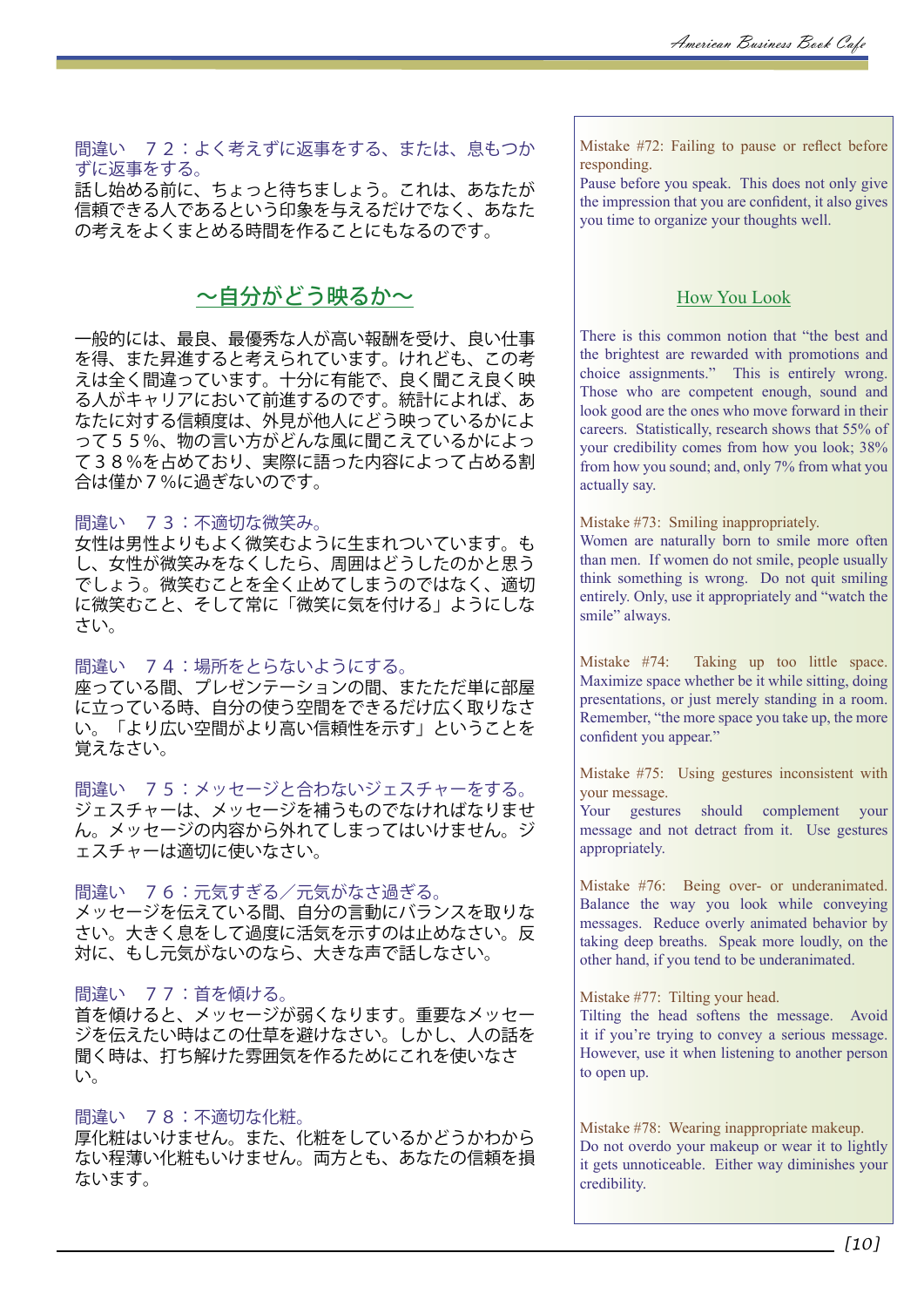間違い　７２：よく考えずに返事をする、または、息もつかずに返事をする。
話し始める前に、ちょっと待ちましょう。これは、あなたが信頼できる人であるという印象を与えるだけでなく、あなたの考えをよくまとめる時間を作ることにもなるのです。

## ～自分がどう映るか～

一般的には、最良、最優秀な人が高い報酬を受け、良い仕事を得、また昇進すると考えられています。けれども、この考えは全く間違っています。十分に有能で、良く聞こえ良く映る人がキャリアにおいて前進するのです。統計によれば、あなたに対する信頼度は、外見が他人にどう映っているかによって５５％、物の言い方がどんな風に聞こえているかによって３８％を占めており、実際に語った内容によって占める割合は僅か７％に過ぎないのです。

間違い　７３：不適切な微笑み。
女性は男性よりもよく微笑むように生まれついています。もし、女性が微笑みをなくしたら、周囲はどうしたのかと思うでしょう。微笑むことを全く止めてしまうのではなく、適切に微笑むこと、そして常に「微笑に気を付ける」ようにしなさい。

間違い　７４：場所をとらないようにする。
座っている間、プレゼンテーションの間、またただ単に部屋に立っている時、自分の使う空間をできるだけ広く取りなさい。「より広い空間がより高い信頼性を示す」ということを覚えなさい。

間違い　７５：メッセージと合わないジェスチャーをする。
ジェスチャーは、メッセージを補うものでなければなりません。メッセージの内容から外れてしまってはいけません。ジェスチャーは適切に使いなさい。

間違い　７６：元気すぎる／元気がなさ過ぎる。
メッセージを伝えている間、自分の言動にバランスを取りなさい。大きく息をして過度に活気を示すのは止めなさい。反対に、もし元気がないのなら、大きな声で話しなさい。

間違い　７７：首を傾ける。
首を傾けると、メッセージが弱くなります。重要なメッセージを伝えたい時はこの仕草を避けなさい。しかし、人の話を聞く時は、打ち解けた雰囲気を作るためにこれを使いなさい。

間違い　７８：不適切な化粧。
厚化粧はいけません。また、化粧をしているかどうかわからない程薄い化粧もいけません。両方とも、あなたの信頼を損ないます。

---

Mistake #72: Failing to pause or reflect before responding.
Pause before you speak. This does not only give the impression that you are confident, it also gives you time to organize your thoughts well.

## How You Look

There is this common notion that "the best and the brightest are rewarded with promotions and choice assignments." This is entirely wrong. Those who are competent enough, sound and look good are the ones who move forward in their careers. Statistically, research shows that 55% of your credibility comes from how you look; 38% from how you sound; and, only 7% from what you actually say.

Mistake #73: Smiling inappropriately.
Women are naturally born to smile more often than men. If women do not smile, people usually think something is wrong. Do not quit smiling entirely. Only, use it appropriately and "watch the smile" always.

Mistake #74: Taking up too little space.
Maximize space whether be it while sitting, doing presentations, or just merely standing in a room. Remember, "the more space you take up, the more confident you appear."

Mistake #75: Using gestures inconsistent with your message.
Your gestures should complement your message and not detract from it. Use gestures appropriately.

Mistake #76: Being over- or underanimated.
Balance the way you look while conveying messages. Reduce overly animated behavior by taking deep breaths. Speak more loudly, on the other hand, if you tend to be underanimated.

Mistake #77: Tilting your head.
Tilting the head softens the message. Avoid it if you're trying to convey a serious message. However, use it when listening to another person to open up.

Mistake #78: Wearing inappropriate makeup.
Do not overdo your makeup or wear it to lightly it gets unnoticeable. Either way diminishes your credibility.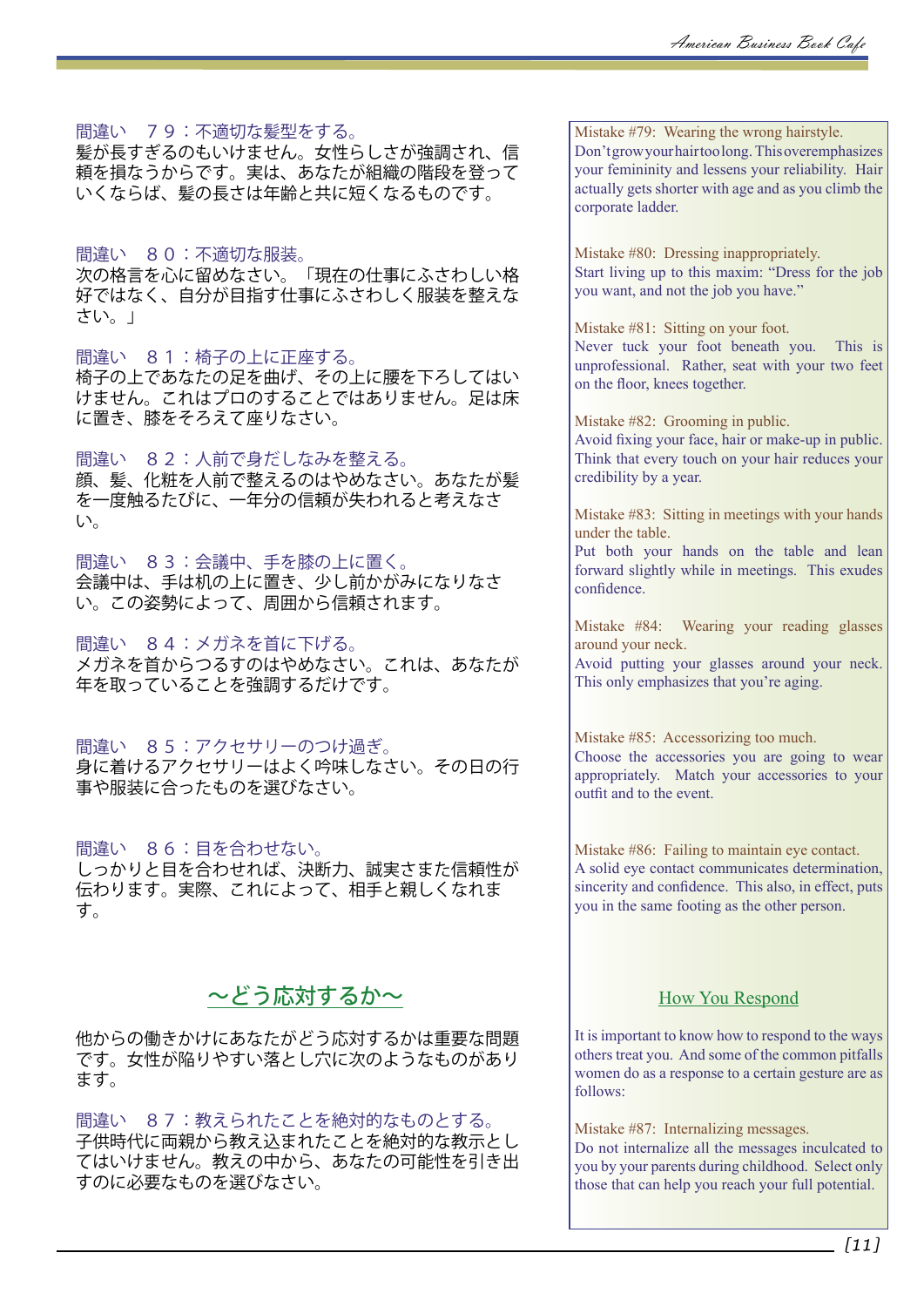間違い　７９：不適切な髪型をする。
髪が長すぎるのもいけません。女性らしさが強調され、信頼を損なうからです。実は、あなたが組織の階段を登っていくならば、髪の長さは年齢と共に短くなるものです。

間違い　８０：不適切な服装。
次の格言を心に留めなさい。「現在の仕事にふさわしい格好ではなく、自分が目指す仕事にふさわしく服装を整えなさい。」

間違い　８１：椅子の上に正座する。
椅子の上であなたの足を曲げ、その上に腰を下ろしてはいけません。これはプロのすることではありません。足は床に置き、膝をそろえて座りなさい。

間違い　８２：人前で身だしなみを整える。
顔、髪、化粧を人前で整えるのはやめなさい。あなたが髪を一度触るたびに、一年分の信頼が失われると考えなさい。

間違い　８３：会議中、手を膝の上に置く。
会議中は、手は机の上に置き、少し前かがみになりなさい。この姿勢によって、周囲から信頼されます。

間違い　８４：メガネを首に下げる。
メガネを首からつるすのはやめなさい。これは、あなたが年を取っていることを強調するだけです。

間違い　８５：アクセサリーのつけ過ぎ。
身に着けるアクセサリーはよく吟味しなさい。その日の行事や服装に合ったものを選びなさい。

間違い　８６：目を合わせない。
しっかりと目を合わせれば、決断力、誠実さまた信頼性が伝わります。実際、これによって、相手と親しくなれます。

## ～どう応対するか～

他からの働きかけにあなたがどう応対するかは重要な問題です。女性が陥りやすい落とし穴に次のようなものがあります。

間違い　８７：教えられたことを絶対的なものとする。
子供時代に両親から教え込まれたことを絶対的な教示としてはいけません。教えの中から、あなたの可能性を引き出すのに必要なものを選びなさい。

---

Mistake #79: Wearing the wrong hairstyle.
Don't grow your hair too long. This overemphasizes your femininity and lessens your reliability. Hair actually gets shorter with age and as you climb the corporate ladder.

Mistake #80: Dressing inappropriately.
Start living up to this maxim: "Dress for the job you want, and not the job you have."

Mistake #81: Sitting on your foot.
Never tuck your foot beneath you. This is unprofessional. Rather, seat with your two feet on the floor, knees together.

Mistake #82: Grooming in public.
Avoid fixing your face, hair or make-up in public. Think that every touch on your hair reduces your credibility by a year.

Mistake #83: Sitting in meetings with your hands under the table.
Put both your hands on the table and lean forward slightly while in meetings. This exudes confidence.

Mistake #84: Wearing your reading glasses around your neck.
Avoid putting your glasses around your neck. This only emphasizes that you're aging.

Mistake #85: Accessorizing too much.
Choose the accessories you are going to wear appropriately. Match your accessories to your outfit and to the event.

Mistake #86: Failing to maintain eye contact.
A solid eye contact communicates determination, sincerity and confidence. This also, in effect, puts you in the same footing as the other person.

## How You Respond

It is important to know how to respond to the ways others treat you. And some of the common pitfalls women do as a response to a certain gesture are as follows:

Mistake #87: Internalizing messages.
Do not internalize all the messages inculcated to you by your parents during childhood. Select only those that can help you reach your full potential.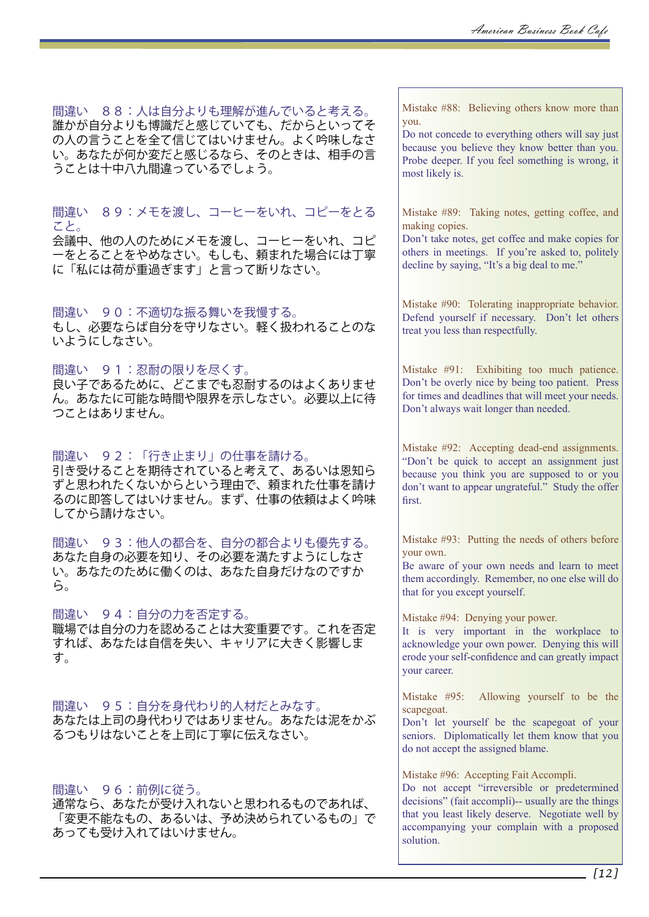間違い　８８：人は自分よりも理解が進んでいると考える。
誰かが自分よりも博識だと感じていても、だからといってその人の言うことを全て信じてはいけません。よく吟味しなさい。あなたが何か変だと感じるなら、そのときは、相手の言うことは十中八九間違っているでしょう。

Mistake #88: Believing others know more than you.
Do not concede to everything others will say just because you believe they know better than you. Probe deeper. If you feel something is wrong, it most likely is.

間違い　８９：メモを渡し、コーヒーをいれ、コピーをとること。
会議中、他の人のためにメモを渡し、コーヒーをいれ、コピーをとることをやめなさい。もしも、頼まれた場合には丁寧に「私には荷が重過ぎます」と言って断りなさい。

Mistake #89: Taking notes, getting coffee, and making copies.
Don't take notes, get coffee and make copies for others in meetings. If you're asked to, politely decline by saying, "It's a big deal to me."

間違い　９０：不適切な振る舞いを我慢する。
もし、必要ならば自分を守りなさい。軽く扱われることのないようにしなさい。

Mistake #90: Tolerating inappropriate behavior.
Defend yourself if necessary. Don't let others treat you less than respectfully.

間違い　９１：忍耐の限りを尽くす。
良い子であるために、どこまでも忍耐するのはよくありません。あなたに可能な時間や限界を示しなさい。必要以上に待つことはありません。

Mistake #91: Exhibiting too much patience.
Don't be overly nice by being too patient. Press for times and deadlines that will meet your needs. Don't always wait longer than needed.

間違い　９２：「行き止まり」の仕事を請ける。
引き受けることを期待されていると考えて、あるいは恩知らずと思われたくないからという理由で、頼まれた仕事を請けるのに即答してはいけません。まず、仕事の依頼はよく吟味してから請けなさい。

Mistake #92: Accepting dead-end assignments.
"Don't be quick to accept an assignment just because you think you are supposed to or you don't want to appear ungrateful." Study the offer first.

間違い　９３：他人の都合を、自分の都合よりも優先する。
あなた自身の必要を知り、その必要を満たすようにしなさい。あなたのために働くのは、あなた自身だけなのですから。

Mistake #93: Putting the needs of others before your own.
Be aware of your own needs and learn to meet them accordingly. Remember, no one else will do that for you except yourself.

間違い　９４：自分の力を否定する。
職場では自分の力を認めることは大変重要です。これを否定すれば、あなたは自信を失い、キャリアに大きく影響します。

Mistake #94: Denying your power.
It is very important in the workplace to acknowledge your own power. Denying this will erode your self-confidence and can greatly impact your career.

間違い　９５：自分を身代わり的人材だとみなす。
あなたは上司の身代わりではありません。あなたは泥をかぶるつもりはないことを上司に丁寧に伝えなさい。

Mistake #95: Allowing yourself to be the scapegoat.
Don't let yourself be the scapegoat of your seniors. Diplomatically let them know that you do not accept the assigned blame.

間違い　９６：前例に従う。
通常なら、あなたが受け入れないと思われるものであれば、「変更不能なもの、あるいは、予め決められているもの」であっても受け入れてはいけません。

Mistake #96: Accepting Fait Accompli.
Do not accept "irreversible or predetermined decisions" (fait accompli)-- usually are the things that you least likely deserve. Negotiate well by accompanying your complain with a proposed solution.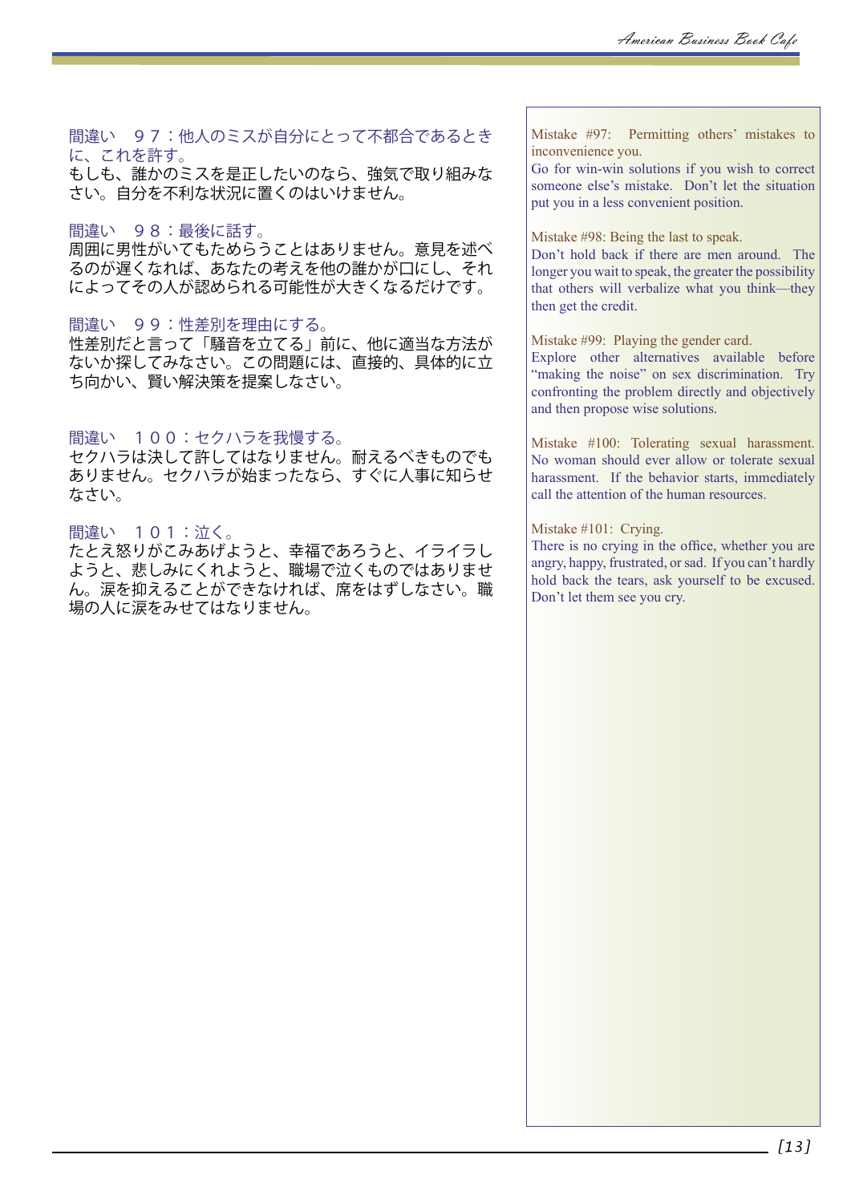間違い　９７：他人のミスが自分にとって不都合であるときに、これを許す。
もしも、誰かのミスを是正したいのなら、強気で取り組みなさい。自分を不利な状況に置くのはいけません。

間違い　９８：最後に話す。
周囲に男性がいてもためらうことはありません。意見を述べるのが遅くなれば、あなたの考えを他の誰かが口にし、それによってその人が認められる可能性が大きくなるだけです。

間違い　９９：性差別を理由にする。
性差別だと言って「騒音を立てる」前に、他に適当な方法がないか探してみなさい。この問題には、直接的、具体的に立ち向かい、賢い解決策を提案しなさい。

間違い　１００：セクハラを我慢する。
セクハラは決して許してはなりません。耐えるべきものでもありません。セクハラが始まったなら、すぐに人事に知らせなさい。

間違い　１０１：泣く。
たとえ怒りがこみあげようと、幸福であろうと、イライラしようと、悲しみにくれようと、職場で泣くものではありません。涙を抑えることができなければ、席をはずしなさい。職場の人に涙をみせてはなりません。

Mistake #97: Permitting others' mistakes to inconvenience you.
Go for win-win solutions if you wish to correct someone else's mistake. Don't let the situation put you in a less convenient position.

Mistake #98: Being the last to speak.
Don't hold back if there are men around. The longer you wait to speak, the greater the possibility that others will verbalize what you think—they then get the credit.

Mistake #99: Playing the gender card.
Explore other alternatives available before "making the noise" on sex discrimination. Try confronting the problem directly and objectively and then propose wise solutions.

Mistake #100: Tolerating sexual harassment.
No woman should ever allow or tolerate sexual harassment. If the behavior starts, immediately call the attention of the human resources.

Mistake #101: Crying.
There is no crying in the office, whether you are angry, happy, frustrated, or sad. If you can't hardly hold back the tears, ask yourself to be excused. Don't let them see you cry.